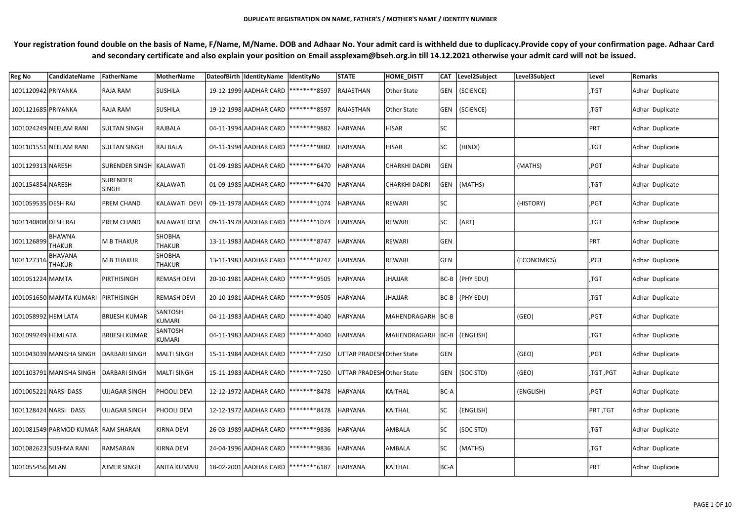**DUPLICATE REGISTRATION ON NAME, FATHER'S / MOTHER'S NAME / IDENTITY NUMBER**

**Your registration found double on the basis of Name, F/Name, M/Name. DOB and Adhaar No. Your admit card is withheld due to duplicacy.Provide copy of your confirmation page. Adhaar Card and secondary certificate and also explain your position on Email assplexam@bseh.org.in till 14.12.2021 otherwise your admit card will not be issued.**

| Reg No | CandidateName | FatherName | MotherName | DateofBirth | IdentityName | IdentityNo | STATE | HOME_DISTT | CAT | Level2Subject | Level3Subject | Level | Remarks |
|---|---|---|---|---|---|---|---|---|---|---|---|---|---|
| 1001120942 | PRIYANKA | RAJA RAM | SUSHILA | 19-12-1999 | AADHAR CARD | ********8597 | RAJASTHAN | Other State | GEN | (SCIENCE) | | ,TGT | Adhar Duplicate |
| 1001121685 | PRIYANKA | RAJA RAM | SUSHILA | 19-12-1998 | AADHAR CARD | ********8597 | RAJASTHAN | Other State | GEN | (SCIENCE) | | ,TGT | Adhar Duplicate |
| 1001024249 | NEELAM RANI | SULTAN SINGH | RAJBALA | 04-11-1994 | AADHAR CARD | ********9882 | HARYANA | HISAR | SC | | | PRT | Adhar Duplicate |
| 1001101551 | NEELAM RANI | SULTAN SINGH | RAJ BALA | 04-11-1994 | AADHAR CARD | ********9882 | HARYANA | HISAR | SC | (HINDI) | | ,TGT | Adhar Duplicate |
| 1001129313 | NARESH | SURENDER SINGH | KALAWATI | 01-09-1985 | AADHAR CARD | ********6470 | HARYANA | CHARKHI DADRI | GEN | | (MATHS) | ,PGT | Adhar Duplicate |
| 1001154854 | NARESH | SURENDER SINGH | KALAWATI | 01-09-1985 | AADHAR CARD | ********6470 | HARYANA | CHARKHI DADRI | GEN | (MATHS) | | ,TGT | Adhar Duplicate |
| 1001059535 | DESH RAJ | PREM CHAND | KALAWATI DEVI | 09-11-1978 | AADHAR CARD | ********1074 | HARYANA | REWARI | SC | | (HISTORY) | ,PGT | Adhar Duplicate |
| 1001140808 | DESH RAJ | PREM CHAND | KALAWATI DEVI | 09-11-1978 | AADHAR CARD | ********1074 | HARYANA | REWARI | SC | (ART) | | ,TGT | Adhar Duplicate |
| 1001126899 | BHAWNA THAKUR | M B THAKUR | SHOBHA THAKUR | 13-11-1983 | AADHAR CARD | ********8747 | HARYANA | REWARI | GEN | | | PRT | Adhar Duplicate |
| 1001127316 | BHAVANA THAKUR | M B THAKUR | SHOBHA THAKUR | 13-11-1983 | AADHAR CARD | ********8747 | HARYANA | REWARI | GEN | | (ECONOMICS) | ,PGT | Adhar Duplicate |
| 1001051224 | MAMTA | PIRTHISINGH | REMASH DEVI | 20-10-1981 | AADHAR CARD | ********9505 | HARYANA | JHAJJAR | BC-B | (PHY EDU) | | ,TGT | Adhar Duplicate |
| 1001051650 | MAMTA KUMARI | PIRTHISINGH | REMASH DEVI | 20-10-1981 | AADHAR CARD | ********9505 | HARYANA | JHAJJAR | BC-B | (PHY EDU) | | ,TGT | Adhar Duplicate |
| 1001058992 | HEM LATA | BRIJESH KUMAR | SANTOSH KUMARI | 04-11-1983 | AADHAR CARD | ********4040 | HARYANA | MAHENDRAGARH | BC-B | | (GEO) | ,PGT | Adhar Duplicate |
| 1001099249 | HEMLATA | BRIJESH KUMAR | SANTOSH KUMARI | 04-11-1983 | AADHAR CARD | ********4040 | HARYANA | MAHENDRAGARH | BC-B | (ENGLISH) | | ,TGT | Adhar Duplicate |
| 1001043039 | MANISHA SINGH | DARBARI SINGH | MALTI SINGH | 15-11-1984 | AADHAR CARD | ********7250 | UTTAR PRADESH | Other State | GEN | | (GEO) | ,PGT | Adhar Duplicate |
| 1001103791 | MANISHA SINGH | DARBARI SINGH | MALTI SINGH | 15-11-1983 | AADHAR CARD | ********7250 | UTTAR PRADESH | Other State | GEN | (SOC STD) | (GEO) | ,TGT ,PGT | Adhar Duplicate |
| 1001005221 | NARSI DASS | UJJAGAR SINGH | PHOOLI DEVI | 12-12-1972 | AADHAR CARD | ********8478 | HARYANA | KAITHAL | BC-A | | (ENGLISH) | ,PGT | Adhar Duplicate |
| 1001128424 | NARSI DASS | UJJAGAR SINGH | PHOOLI DEVI | 12-12-1972 | AADHAR CARD | ********8478 | HARYANA | KAITHAL | SC | (ENGLISH) | | PRT ,TGT | Adhar Duplicate |
| 1001081549 | PARMOD KUMAR | RAM SHARAN | KIRNA DEVI | 26-03-1989 | AADHAR CARD | ********9836 | HARYANA | AMBALA | SC | (SOC STD) | | ,TGT | Adhar Duplicate |
| 1001082623 | SUSHMA RANI | RAMSARAN | KIRNA DEVI | 24-04-1996 | AADHAR CARD | ********9836 | HARYANA | AMBALA | SC | (MATHS) | | ,TGT | Adhar Duplicate |
| 1001055456 | MLAN | AJMER SINGH | ANITA KUMARI | 18-02-2001 | AADHAR CARD | ********6187 | HARYANA | KAITHAL | BC-A | | | PRT | Adhar Duplicate |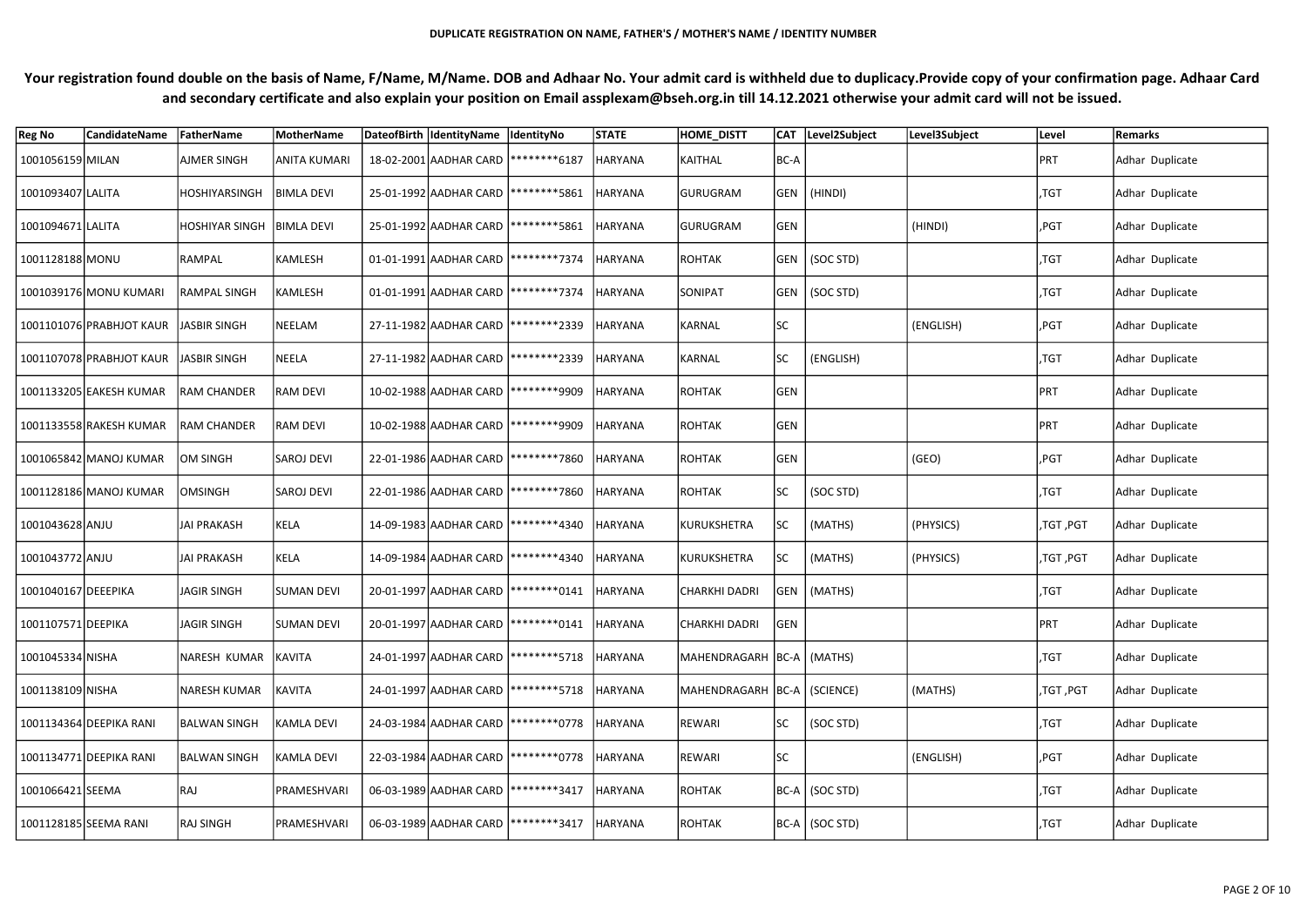**DUPLICATE REGISTRATION ON NAME, FATHER'S / MOTHER'S NAME / IDENTITY NUMBER**

**Your registration found double on the basis of Name, F/Name, M/Name. DOB and Adhaar No. Your admit card is withheld due to duplicacy.Provide copy of your confirmation page. Adhaar Card and secondary certificate and also explain your position on Email assplexam@bseh.org.in till 14.12.2021 otherwise your admit card will not be issued.**

| Reg No | CandidateName | FatherName | MotherName | DateofBirth | IdentityName | IdentityNo | STATE | HOME_DISTT | CAT | Level2Subject | Level3Subject | Level | Remarks |
|---|---|---|---|---|---|---|---|---|---|---|---|---|---|
| 1001056159 | MILAN | AJMER SINGH | ANITA KUMARI | 18-02-2001 | AADHAR CARD | ********6187 | HARYANA | KAITHAL | BC-A | | | PRT | Adhar Duplicate |
| 1001093407 | LALITA | HOSHIYARSINGH | BIMLA DEVI | 25-01-1992 | AADHAR CARD | ********5861 | HARYANA | GURUGRAM | GEN | (HINDI) | | ,TGT | Adhar Duplicate |
| 1001094671 | LALITA | HOSHIYAR SINGH | BIMLA DEVI | 25-01-1992 | AADHAR CARD | ********5861 | HARYANA | GURUGRAM | GEN | | (HINDI) | ,PGT | Adhar Duplicate |
| 1001128188 | MONU | RAMPAL | KAMLESH | 01-01-1991 | AADHAR CARD | ********7374 | HARYANA | ROHTAK | GEN | (SOC STD) | | ,TGT | Adhar Duplicate |
| 1001039176 | MONU KUMARI | RAMPAL SINGH | KAMLESH | 01-01-1991 | AADHAR CARD | ********7374 | HARYANA | SONIPAT | GEN | (SOC STD) | | ,TGT | Adhar Duplicate |
| 1001101076 | PRABHJOT KAUR | JASBIR SINGH | NEELAM | 27-11-1982 | AADHAR CARD | ********2339 | HARYANA | KARNAL | SC | | (ENGLISH) | ,PGT | Adhar Duplicate |
| 1001107078 | PRABHJOT KAUR | JASBIR SINGH | NEELA | 27-11-1982 | AADHAR CARD | ********2339 | HARYANA | KARNAL | SC | (ENGLISH) | | ,TGT | Adhar Duplicate |
| 1001133205 | EAKESH KUMAR | RAM CHANDER | RAM DEVI | 10-02-1988 | AADHAR CARD | ********9909 | HARYANA | ROHTAK | GEN | | | PRT | Adhar Duplicate |
| 1001133558 | RAKESH KUMAR | RAM CHANDER | RAM DEVI | 10-02-1988 | AADHAR CARD | ********9909 | HARYANA | ROHTAK | GEN | | | PRT | Adhar Duplicate |
| 1001065842 | MANOJ KUMAR | OM SINGH | SAROJ DEVI | 22-01-1986 | AADHAR CARD | ********7860 | HARYANA | ROHTAK | GEN | | (GEO) | ,PGT | Adhar Duplicate |
| 1001128186 | MANOJ KUMAR | OMSINGH | SAROJ DEVI | 22-01-1986 | AADHAR CARD | ********7860 | HARYANA | ROHTAK | SC | (SOC STD) | | ,TGT | Adhar Duplicate |
| 1001043628 | ANJU | JAI PRAKASH | KELA | 14-09-1983 | AADHAR CARD | ********4340 | HARYANA | KURUKSHETRA | SC | (MATHS) | (PHYSICS) | ,TGT ,PGT | Adhar Duplicate |
| 1001043772 | ANJU | JAI PRAKASH | KELA | 14-09-1984 | AADHAR CARD | ********4340 | HARYANA | KURUKSHETRA | SC | (MATHS) | (PHYSICS) | ,TGT ,PGT | Adhar Duplicate |
| 1001040167 | DEEEPIKA | JAGIR SINGH | SUMAN DEVI | 20-01-1997 | AADHAR CARD | ********0141 | HARYANA | CHARKHI DADRI | GEN | (MATHS) | | ,TGT | Adhar Duplicate |
| 1001107571 | DEEPIKA | JAGIR SINGH | SUMAN DEVI | 20-01-1997 | AADHAR CARD | ********0141 | HARYANA | CHARKHI DADRI | GEN | | | PRT | Adhar Duplicate |
| 1001045334 | NISHA | NARESH KUMAR | KAVITA | 24-01-1997 | AADHAR CARD | ********5718 | HARYANA | MAHENDRAGARH | BC-A | (MATHS) | | ,TGT | Adhar Duplicate |
| 1001138109 | NISHA | NARESH KUMAR | KAVITA | 24-01-1997 | AADHAR CARD | ********5718 | HARYANA | MAHENDRAGARH | BC-A | (SCIENCE) | (MATHS) | ,TGT ,PGT | Adhar Duplicate |
| 1001134364 | DEEPIKA RANI | BALWAN SINGH | KAMLA DEVI | 24-03-1984 | AADHAR CARD | ********0778 | HARYANA | REWARI | SC | (SOC STD) | | ,TGT | Adhar Duplicate |
| 1001134771 | DEEPIKA RANI | BALWAN SINGH | KAMLA DEVI | 22-03-1984 | AADHAR CARD | ********0778 | HARYANA | REWARI | SC | | (ENGLISH) | ,PGT | Adhar Duplicate |
| 1001066421 | SEEMA | RAJ | PRAMESHVARI | 06-03-1989 | AADHAR CARD | ********3417 | HARYANA | ROHTAK | BC-A | (SOC STD) | | ,TGT | Adhar Duplicate |
| 1001128185 | SEEMA RANI | RAJ SINGH | PRAMESHVARI | 06-03-1989 | AADHAR CARD | ********3417 | HARYANA | ROHTAK | BC-A | (SOC STD) | | ,TGT | Adhar Duplicate |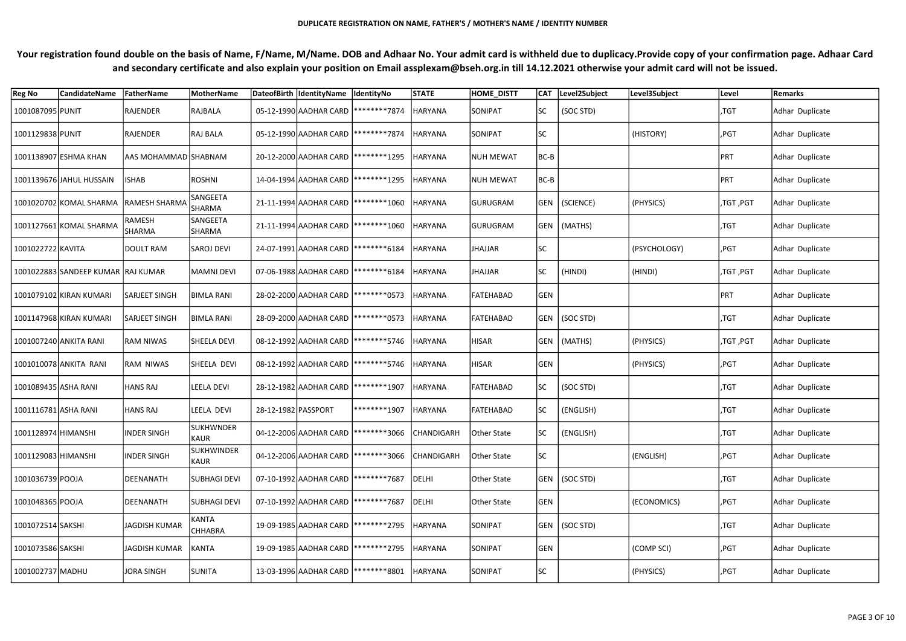# DUPLICATE REGISTRATION ON NAME, FATHER'S / MOTHER'S NAME / IDENTITY NUMBER

**Your registration found double on the basis of Name, F/Name, M/Name. DOB and Adhaar No. Your admit card is withheld due to duplicacy.Provide copy of your confirmation page. Adhaar Card and secondary certificate and also explain your position on Email assplexam@bseh.org.in till 14.12.2021 otherwise your admit card will not be issued.**

| Reg No | CandidateName | FatherName | MotherName | DateofBirth | IdentityName | IdentityNo | STATE | HOME_DISTT | CAT | Level2Subject | Level3Subject | Level | Remarks |
|---|---|---|---|---|---|---|---|---|---|---|---|---|---|
| 1001087095 | PUNIT | RAJENDER | RAJBALA | 05-12-1990 | AADHAR CARD | ********7874 | HARYANA | SONIPAT | SC | (SOC STD) | | ,TGT | Adhar Duplicate |
| 1001129838 | PUNIT | RAJENDER | RAJ BALA | 05-12-1990 | AADHAR CARD | ********7874 | HARYANA | SONIPAT | SC | | (HISTORY) | ,PGT | Adhar Duplicate |
| 1001138907 | ESHMA KHAN | AAS MOHAMMAD | SHABNAM | 20-12-2000 | AADHAR CARD | ********1295 | HARYANA | NUH MEWAT | BC-B | | | PRT | Adhar Duplicate |
| 1001139676 | JAHUL HUSSAIN | ISHAB | ROSHNI | 14-04-1994 | AADHAR CARD | ********1295 | HARYANA | NUH MEWAT | BC-B | | | PRT | Adhar Duplicate |
| 1001020702 | KOMAL SHARMA | RAMESH SHARMA | SANGEETA SHARMA | 21-11-1994 | AADHAR CARD | ********1060 | HARYANA | GURUGRAM | GEN | (SCIENCE) | (PHYSICS) | ,TGT ,PGT | Adhar Duplicate |
| 1001127661 | KOMAL SHARMA | RAMESH SHARMA | SANGEETA SHARMA | 21-11-1994 | AADHAR CARD | ********1060 | HARYANA | GURUGRAM | GEN | (MATHS) | | ,TGT | Adhar Duplicate |
| 1001022722 | KAVITA | DOULT RAM | SAROJ DEVI | 24-07-1991 | AADHAR CARD | ********6184 | HARYANA | JHAJJAR | SC | | (PSYCHOLOGY) | ,PGT | Adhar Duplicate |
| 1001022883 | SANDEEP KUMAR | RAJ KUMAR | MAMNI DEVI | 07-06-1988 | AADHAR CARD | ********6184 | HARYANA | JHAJJAR | SC | (HINDI) | (HINDI) | ,TGT ,PGT | Adhar Duplicate |
| 1001079102 | KIRAN KUMARI | SARJEET SINGH | BIMLA RANI | 28-02-2000 | AADHAR CARD | ********0573 | HARYANA | FATEHABAD | GEN | | | PRT | Adhar Duplicate |
| 1001147968 | KIRAN KUMARI | SARJEET SINGH | BIMLA RANI | 28-09-2000 | AADHAR CARD | ********0573 | HARYANA | FATEHABAD | GEN | (SOC STD) | | ,TGT | Adhar Duplicate |
| 1001007240 | ANKITA RANI | RAM NIWAS | SHEELA DEVI | 08-12-1992 | AADHAR CARD | ********5746 | HARYANA | HISAR | GEN | (MATHS) | (PHYSICS) | ,TGT ,PGT | Adhar Duplicate |
| 1001010078 | ANKITA RANI | RAM NIWAS | SHEELA DEVI | 08-12-1992 | AADHAR CARD | ********5746 | HARYANA | HISAR | GEN | | (PHYSICS) | ,PGT | Adhar Duplicate |
| 1001089435 | ASHA RANI | HANS RAJ | LEELA DEVI | 28-12-1982 | AADHAR CARD | ********1907 | HARYANA | FATEHABAD | SC | (SOC STD) | | ,TGT | Adhar Duplicate |
| 1001116781 | ASHA RANI | HANS RAJ | LEELA DEVI | 28-12-1982 | PASSPORT | ********1907 | HARYANA | FATEHABAD | SC | (ENGLISH) | | ,TGT | Adhar Duplicate |
| 1001128974 | HIMANSHI | INDER SINGH | SUKHWNDER KAUR | 04-12-2006 | AADHAR CARD | ********3066 | CHANDIGARH | Other State | SC | (ENGLISH) | | ,TGT | Adhar Duplicate |
| 1001129083 | HIMANSHI | INDER SINGH | SUKHWINDER KAUR | 04-12-2006 | AADHAR CARD | ********3066 | CHANDIGARH | Other State | SC | | (ENGLISH) | ,PGT | Adhar Duplicate |
| 1001036739 | POOJA | DEENANATH | SUBHAGI DEVI | 07-10-1992 | AADHAR CARD | ********7687 | DELHI | Other State | GEN | (SOC STD) | | ,TGT | Adhar Duplicate |
| 1001048365 | POOJA | DEENANATH | SUBHAGI DEVI | 07-10-1992 | AADHAR CARD | ********7687 | DELHI | Other State | GEN | | (ECONOMICS) | ,PGT | Adhar Duplicate |
| 1001072514 | SAKSHI | JAGDISH KUMAR | KANTA CHHABRA | 19-09-1985 | AADHAR CARD | ********2795 | HARYANA | SONIPAT | GEN | (SOC STD) | | ,TGT | Adhar Duplicate |
| 1001073586 | SAKSHI | JAGDISH KUMAR | KANTA | 19-09-1985 | AADHAR CARD | ********2795 | HARYANA | SONIPAT | GEN | | (COMP SCI) | ,PGT | Adhar Duplicate |
| 1001002737 | MADHU | JORA SINGH | SUNITA | 13-03-1996 | AADHAR CARD | ********8801 | HARYANA | SONIPAT | SC | | (PHYSICS) | ,PGT | Adhar Duplicate |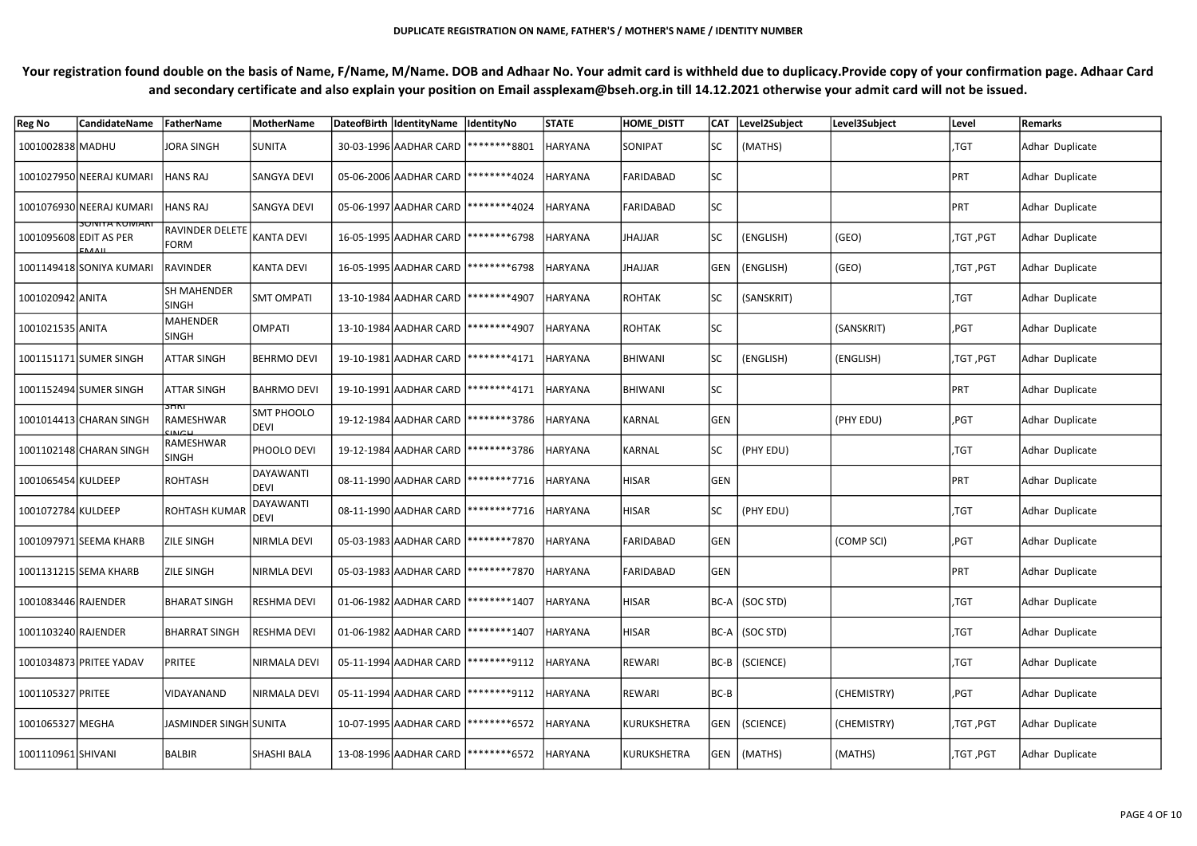**DUPLICATE REGISTRATION ON NAME, FATHER'S / MOTHER'S NAME / IDENTITY NUMBER**

**Your registration found double on the basis of Name, F/Name, M/Name. DOB and Adhaar No. Your admit card is withheld due to duplicacy.Provide copy of your confirmation page. Adhaar Card and secondary certificate and also explain your position on Email assplexam@bseh.org.in till 14.12.2021 otherwise your admit card will not be issued.**

| Reg No | CandidateName | FatherName | MotherName | DateofBirth | IdentityName | IdentityNo | STATE | HOME_DISTT | CAT | Level2Subject | Level3Subject | Level | Remarks |
|---|---|---|---|---|---|---|---|---|---|---|---|---|---|
| 1001002838 | MADHU | JORA SINGH | SUNITA | 30-03-1996 | AADHAR CARD | ********8801 | HARYANA | SONIPAT | SC | (MATHS) | | ,TGT | Adhar Duplicate |
| 1001027950 | NEERAJ KUMARI | HANS RAJ | SANGYA DEVI | 05-06-2006 | AADHAR CARD | ********4024 | HARYANA | FARIDABAD | SC | | | PRT | Adhar Duplicate |
| 1001076930 | NEERAJ KUMARI | HANS RAJ | SANGYA DEVI | 05-06-1997 | AADHAR CARD | ********4024 | HARYANA | FARIDABAD | SC | | | PRT | Adhar Duplicate |
| 1001095608 | SONIYA KUMARI EDIT AS PER EMAIL | RAVINDER DELETE FORM | KANTA DEVI | 16-05-1995 | AADHAR CARD | ********6798 | HARYANA | JHAJJAR | SC | (ENGLISH) | (GEO) | ,TGT ,PGT | Adhar Duplicate |
| 1001149418 | SONIYA KUMARI | RAVINDER | KANTA DEVI | 16-05-1995 | AADHAR CARD | ********6798 | HARYANA | JHAJJAR | GEN | (ENGLISH) | (GEO) | ,TGT ,PGT | Adhar Duplicate |
| 1001020942 | ANITA | SH MAHENDER SINGH | SMT OMPATI | 13-10-1984 | AADHAR CARD | ********4907 | HARYANA | ROHTAK | SC | (SANSKRIT) | | ,TGT | Adhar Duplicate |
| 1001021535 | ANITA | MAHENDER SINGH | OMPATI | 13-10-1984 | AADHAR CARD | ********4907 | HARYANA | ROHTAK | SC | | (SANSKRIT) | ,PGT | Adhar Duplicate |
| 1001151171 | SUMER SINGH | ATTAR SINGH | BEHRMO DEVI | 19-10-1981 | AADHAR CARD | ********4171 | HARYANA | BHIWANI | SC | (ENGLISH) | (ENGLISH) | ,TGT ,PGT | Adhar Duplicate |
| 1001152494 | SUMER SINGH | ATTAR SINGH | BAHRMO DEVI | 19-10-1991 | AADHAR CARD | ********4171 | HARYANA | BHIWANI | SC | | | PRT | Adhar Duplicate |
| 1001014413 | CHARAN SINGH | SHRI RAMESHWAR SINGH | SMT PHOOLO DEVI | 19-12-1984 | AADHAR CARD | ********3786 | HARYANA | KARNAL | GEN | | (PHY EDU) | ,PGT | Adhar Duplicate |
| 1001102148 | CHARAN SINGH | RAMESHWAR SINGH | PHOOLO DEVI | 19-12-1984 | AADHAR CARD | ********3786 | HARYANA | KARNAL | SC | (PHY EDU) | | ,TGT | Adhar Duplicate |
| 1001065454 | KULDEEP | ROHTASH | DAYAWANTI DEVI | 08-11-1990 | AADHAR CARD | ********7716 | HARYANA | HISAR | GEN | | | PRT | Adhar Duplicate |
| 1001072784 | KULDEEP | ROHTASH KUMAR | DAYAWANTI DEVI | 08-11-1990 | AADHAR CARD | ********7716 | HARYANA | HISAR | SC | (PHY EDU) | | ,TGT | Adhar Duplicate |
| 1001097971 | SEEMA KHARB | ZILE SINGH | NIRMLA DEVI | 05-03-1983 | AADHAR CARD | ********7870 | HARYANA | FARIDABAD | GEN | | (COMP SCI) | ,PGT | Adhar Duplicate |
| 1001131215 | SEMA KHARB | ZILE SINGH | NIRMLA DEVI | 05-03-1983 | AADHAR CARD | ********7870 | HARYANA | FARIDABAD | GEN | | | PRT | Adhar Duplicate |
| 1001083446 | RAJENDER | BHARAT SINGH | RESHMA DEVI | 01-06-1982 | AADHAR CARD | ********1407 | HARYANA | HISAR | BC-A | (SOC STD) | | ,TGT | Adhar Duplicate |
| 1001103240 | RAJENDER | BHARRAT SINGH | RESHMA DEVI | 01-06-1982 | AADHAR CARD | ********1407 | HARYANA | HISAR | BC-A | (SOC STD) | | ,TGT | Adhar Duplicate |
| 1001034873 | PRITEE YADAV | PRITEE | NIRMALA DEVI | 05-11-1994 | AADHAR CARD | ********9112 | HARYANA | REWARI | BC-B | (SCIENCE) | | ,TGT | Adhar Duplicate |
| 1001105327 | PRITEE | VIDAYANAND | NIRMALA DEVI | 05-11-1994 | AADHAR CARD | ********9112 | HARYANA | REWARI | BC-B | | (CHEMISTRY) | ,PGT | Adhar Duplicate |
| 1001065327 | MEGHA | JASMINDER SINGH | SUNITA | 10-07-1995 | AADHAR CARD | ********6572 | HARYANA | KURUKSHETRA | GEN | (SCIENCE) | (CHEMISTRY) | ,TGT ,PGT | Adhar Duplicate |
| 1001110961 | SHIVANI | BALBIR | SHASHI BALA | 13-08-1996 | AADHAR CARD | ********6572 | HARYANA | KURUKSHETRA | GEN | (MATHS) | (MATHS) | ,TGT ,PGT | Adhar Duplicate |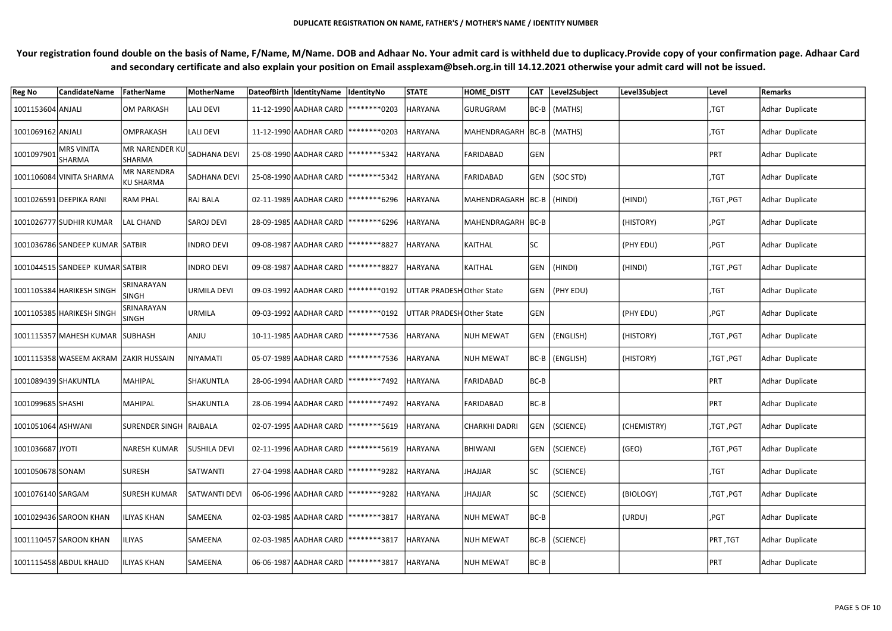DUPLICATE REGISTRATION ON NAME, FATHER'S / MOTHER'S NAME / IDENTITY NUMBER

**Your registration found double on the basis of Name, F/Name, M/Name. DOB and Adhaar No. Your admit card is withheld due to duplicacy.Provide copy of your confirmation page. Adhaar Card and secondary certificate and also explain your position on Email assplexam@bseh.org.in till 14.12.2021 otherwise your admit card will not be issued.**

| Reg No | CandidateName | FatherName | MotherName | DateofBirth | IdentityName | IdentityNo | STATE | HOME_DISTT | CAT | Level2Subject | Level3Subject | Level | Remarks |
|---|---|---|---|---|---|---|---|---|---|---|---|---|---|
| 1001153604 | ANJALI | OM PARKASH | LALI DEVI | 11-12-1990 | AADHAR CARD | ********0203 | HARYANA | GURUGRAM | BC-B | (MATHS) | | ,TGT | Adhar Duplicate |
| 1001069162 | ANJALI | OMPRAKASH | LALI DEVI | 11-12-1990 | AADHAR CARD | ********0203 | HARYANA | MAHENDRAGARH | BC-B | (MATHS) | | ,TGT | Adhar Duplicate |
| 1001097901 | MRS VINITA SHARMA | MR NARENDER KU SHARMA | SADHANA DEVI | 25-08-1990 | AADHAR CARD | ********5342 | HARYANA | FARIDABAD | GEN | | | PRT | Adhar Duplicate |
| 1001106084 | VINITA SHARMA | MR NARENDRA KU SHARMA | SADHANA DEVI | 25-08-1990 | AADHAR CARD | ********5342 | HARYANA | FARIDABAD | GEN | (SOC STD) | | ,TGT | Adhar Duplicate |
| 1001026591 | DEEPIKA RANI | RAM PHAL | RAJ BALA | 02-11-1989 | AADHAR CARD | ********6296 | HARYANA | MAHENDRAGARH | BC-B | (HINDI) | (HINDI) | ,TGT ,PGT | Adhar Duplicate |
| 1001026777 | SUDHIR KUMAR | LAL CHAND | SAROJ DEVI | 28-09-1985 | AADHAR CARD | ********6296 | HARYANA | MAHENDRAGARH | BC-B | | (HISTORY) | ,PGT | Adhar Duplicate |
| 1001036786 | SANDEEP KUMAR | SATBIR | INDRO DEVI | 09-08-1987 | AADHAR CARD | ********8827 | HARYANA | KAITHAL | SC | | (PHY EDU) | ,PGT | Adhar Duplicate |
| 1001044515 | SANDEEP KUMAR | SATBIR | INDRO DEVI | 09-08-1987 | AADHAR CARD | ********8827 | HARYANA | KAITHAL | GEN | (HINDI) | (HINDI) | ,TGT ,PGT | Adhar Duplicate |
| 1001105384 | HARIKESH SINGH | SRINARAYAN SINGH | URMILA DEVI | 09-03-1992 | AADHAR CARD | ********0192 | UTTAR PRADESH | Other State | GEN | (PHY EDU) | | ,TGT | Adhar Duplicate |
| 1001105385 | HARIKESH SINGH | SRINARAYAN SINGH | URMILA | 09-03-1992 | AADHAR CARD | ********0192 | UTTAR PRADESH | Other State | GEN | | (PHY EDU) | ,PGT | Adhar Duplicate |
| 1001115357 | MAHESH KUMAR | SUBHASH | ANJU | 10-11-1985 | AADHAR CARD | ********7536 | HARYANA | NUH MEWAT | GEN | (ENGLISH) | (HISTORY) | ,TGT ,PGT | Adhar Duplicate |
| 1001115358 | WASEEM AKRAM | ZAKIR HUSSAIN | NIYAMATI | 05-07-1989 | AADHAR CARD | ********7536 | HARYANA | NUH MEWAT | BC-B | (ENGLISH) | (HISTORY) | ,TGT ,PGT | Adhar Duplicate |
| 1001089439 | SHAKUNTLA | MAHIPAL | SHAKUNTLA | 28-06-1994 | AADHAR CARD | ********7492 | HARYANA | FARIDABAD | BC-B | | | PRT | Adhar Duplicate |
| 1001099685 | SHASHI | MAHIPAL | SHAKUNTLA | 28-06-1994 | AADHAR CARD | ********7492 | HARYANA | FARIDABAD | BC-B | | | PRT | Adhar Duplicate |
| 1001051064 | ASHWANI | SURENDER SINGH | RAJBALA | 02-07-1995 | AADHAR CARD | ********5619 | HARYANA | CHARKHI DADRI | GEN | (SCIENCE) | (CHEMISTRY) | ,TGT ,PGT | Adhar Duplicate |
| 1001036687 | JYOTI | NARESH KUMAR | SUSHILA DEVI | 02-11-1996 | AADHAR CARD | ********5619 | HARYANA | BHIWANI | GEN | (SCIENCE) | (GEO) | ,TGT ,PGT | Adhar Duplicate |
| 1001050678 | SONAM | SURESH | SATWANTI | 27-04-1998 | AADHAR CARD | ********9282 | HARYANA | JHAJJAR | SC | (SCIENCE) | | ,TGT | Adhar Duplicate |
| 1001076140 | SARGAM | SURESH KUMAR | SATWANTI DEVI | 06-06-1996 | AADHAR CARD | ********9282 | HARYANA | JHAJJAR | SC | (SCIENCE) | (BIOLOGY) | ,TGT ,PGT | Adhar Duplicate |
| 1001029436 | SAROON KHAN | ILIYAS KHAN | SAMEENA | 02-03-1985 | AADHAR CARD | ********3817 | HARYANA | NUH MEWAT | BC-B | | (URDU) | ,PGT | Adhar Duplicate |
| 1001110457 | SAROON KHAN | ILIYAS | SAMEENA | 02-03-1985 | AADHAR CARD | ********3817 | HARYANA | NUH MEWAT | BC-B | (SCIENCE) | | PRT ,TGT | Adhar Duplicate |
| 1001115458 | ABDUL KHALID | ILIYAS KHAN | SAMEENA | 06-06-1987 | AADHAR CARD | ********3817 | HARYANA | NUH MEWAT | BC-B | | | PRT | Adhar Duplicate |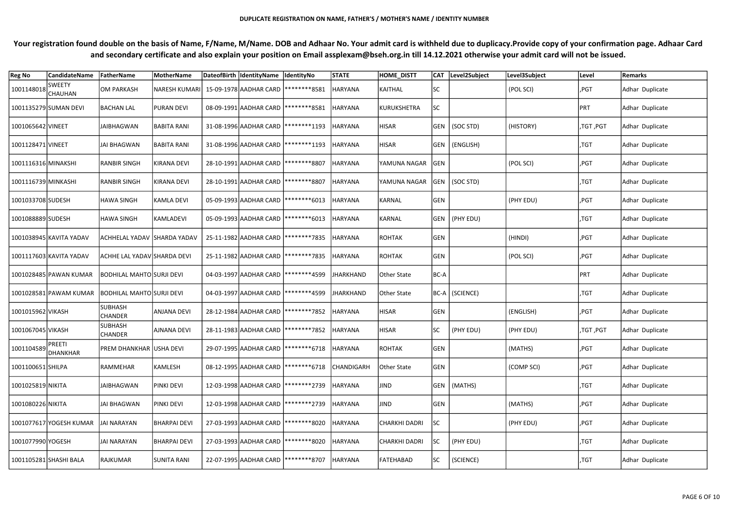**DUPLICATE REGISTRATION ON NAME, FATHER'S / MOTHER'S NAME / IDENTITY NUMBER**

**Your registration found double on the basis of Name, F/Name, M/Name. DOB and Adhaar No. Your admit card is withheld due to duplicacy.Provide copy of your confirmation page. Adhaar Card and secondary certificate and also explain your position on Email assplexam@bseh.org.in till 14.12.2021 otherwise your admit card will not be issued.**

| Reg No | CandidateName | FatherName | MotherName | DateofBirth | IdentityName | IdentityNo | STATE | HOME_DISTT | CAT | Level2Subject | Level3Subject | Level | Remarks |
|---|---|---|---|---|---|---|---|---|---|---|---|---|---|
| 1001148018 | SWEETY CHAUHAN | OM PARKASH | NARESH KUMARI | 15-09-1978 | AADHAR CARD | ********8581 | HARYANA | KAITHAL | SC | | (POL SCI) | ,PGT | Adhar Duplicate |
| 1001135279 | SUMAN DEVI | BACHAN LAL | PURAN DEVI | 08-09-1991 | AADHAR CARD | ********8581 | HARYANA | KURUKSHETRA | SC | | | PRT | Adhar Duplicate |
| 1001065642 | VINEET | JAIBHAGWAN | BABITA RANI | 31-08-1996 | AADHAR CARD | ********1193 | HARYANA | HISAR | GEN | (SOC STD) | (HISTORY) | ,TGT ,PGT | Adhar Duplicate |
| 1001128471 | VINEET | JAI BHAGWAN | BABITA RANI | 31-08-1996 | AADHAR CARD | ********1193 | HARYANA | HISAR | GEN | (ENGLISH) | | ,TGT | Adhar Duplicate |
| 1001116316 | MINAKSHI | RANBIR SINGH | KIRANA DEVI | 28-10-1991 | AADHAR CARD | ********8807 | HARYANA | YAMUNA NAGAR | GEN | | (POL SCI) | ,PGT | Adhar Duplicate |
| 1001116739 | MINKASHI | RANBIR SINGH | KIRANA DEVI | 28-10-1991 | AADHAR CARD | ********8807 | HARYANA | YAMUNA NAGAR | GEN | (SOC STD) | | ,TGT | Adhar Duplicate |
| 1001033708 | SUDESH | HAWA SINGH | KAMLA DEVI | 05-09-1993 | AADHAR CARD | ********6013 | HARYANA | KARNAL | GEN | | (PHY EDU) | ,PGT | Adhar Duplicate |
| 1001088889 | SUDESH | HAWA SINGH | KAMLADEVI | 05-09-1993 | AADHAR CARD | ********6013 | HARYANA | KARNAL | GEN | (PHY EDU) | | ,TGT | Adhar Duplicate |
| 1001038945 | KAVITA YADAV | ACHHELAL YADAV | SHARDA YADAV | 25-11-1982 | AADHAR CARD | ********7835 | HARYANA | ROHTAK | GEN | | (HINDI) | ,PGT | Adhar Duplicate |
| 1001117603 | KAVITA YADAV | ACHHE LAL YADAV | SHARDA DEVI | 25-11-1982 | AADHAR CARD | ********7835 | HARYANA | ROHTAK | GEN | | (POL SCI) | ,PGT | Adhar Duplicate |
| 1001028485 | PAWAN KUMAR | BODHILAL MAHTO | SURJI DEVI | 04-03-1997 | AADHAR CARD | ********4599 | JHARKHAND | Other State | BC-A | | | PRT | Adhar Duplicate |
| 1001028581 | PAWAM KUMAR | BODHILAL MAHTO | SURJI DEVI | 04-03-1997 | AADHAR CARD | ********4599 | JHARKHAND | Other State | BC-A | (SCIENCE) | | ,TGT | Adhar Duplicate |
| 1001015962 | VIKASH | SUBHASH CHANDER | ANJANA DEVI | 28-12-1984 | AADHAR CARD | ********7852 | HARYANA | HISAR | GEN | | (ENGLISH) | ,PGT | Adhar Duplicate |
| 1001067045 | VIKASH | SUBHASH CHANDER | AJNANA DEVI | 28-11-1983 | AADHAR CARD | ********7852 | HARYANA | HISAR | SC | (PHY EDU) | (PHY EDU) | ,TGT ,PGT | Adhar Duplicate |
| 1001104589 | PREETI DHANKHAR | PREM DHANKHAR | USHA DEVI | 29-07-1995 | AADHAR CARD | ********6718 | HARYANA | ROHTAK | GEN | | (MATHS) | ,PGT | Adhar Duplicate |
| 1001100651 | SHILPA | RAMMEHAR | KAMLESH | 08-12-1995 | AADHAR CARD | ********6718 | CHANDIGARH | Other State | GEN | | (COMP SCI) | ,PGT | Adhar Duplicate |
| 1001025819 | NIKITA | JAIBHAGWAN | PINKI DEVI | 12-03-1998 | AADHAR CARD | ********2739 | HARYANA | JIND | GEN | (MATHS) | | ,TGT | Adhar Duplicate |
| 1001080226 | NIKITA | JAI BHAGWAN | PINKI DEVI | 12-03-1998 | AADHAR CARD | ********2739 | HARYANA | JIND | GEN | | (MATHS) | ,PGT | Adhar Duplicate |
| 1001077617 | YOGESH KUMAR | JAI NARAYAN | BHARPAI DEVI | 27-03-1993 | AADHAR CARD | ********8020 | HARYANA | CHARKHI DADRI | SC | | (PHY EDU) | ,PGT | Adhar Duplicate |
| 1001077990 | YOGESH | JAI NARAYAN | BHARPAI DEVI | 27-03-1993 | AADHAR CARD | ********8020 | HARYANA | CHARKHI DADRI | SC | (PHY EDU) | | ,TGT | Adhar Duplicate |
| 1001105281 | SHASHI BALA | RAJKUMAR | SUNITA RANI | 22-07-1995 | AADHAR CARD | ********8707 | HARYANA | FATEHABAD | SC | (SCIENCE) | | ,TGT | Adhar Duplicate |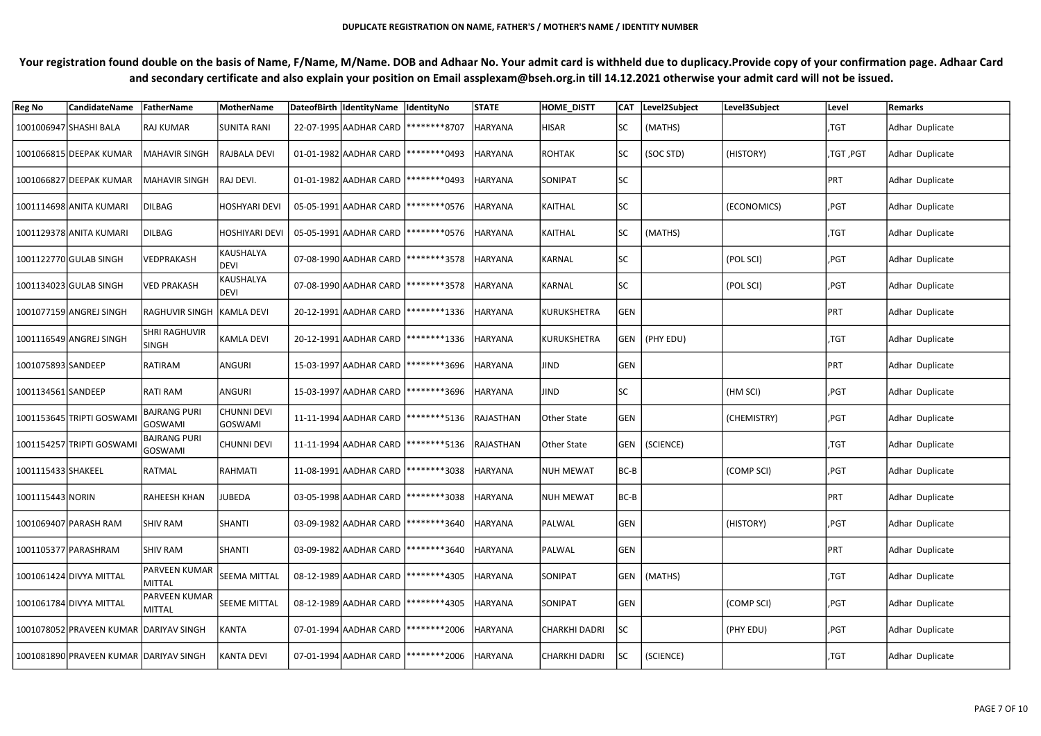DUPLICATE REGISTRATION ON NAME, FATHER'S / MOTHER'S NAME / IDENTITY NUMBER

**Your registration found double on the basis of Name, F/Name, M/Name. DOB and Adhaar No. Your admit card is withheld due to duplicacy.Provide copy of your confirmation page. Adhaar Card and secondary certificate and also explain your position on Email assplexam@bseh.org.in till 14.12.2021 otherwise your admit card will not be issued.**

| Reg No | CandidateName | FatherName | MotherName | DateofBirth | IdentityName | IdentityNo | STATE | HOME_DISTT | CAT | Level2Subject | Level3Subject | Level | Remarks |
|---|---|---|---|---|---|---|---|---|---|---|---|---|---|
| 1001006947 | SHASHI BALA | RAJ KUMAR | SUNITA RANI | 22-07-1995 | AADHAR CARD | ********8707 | HARYANA | HISAR | SC | (MATHS) | | ,TGT | Adhar Duplicate |
| 1001066815 | DEEPAK KUMAR | MAHAVIR SINGH | RAJBALA DEVI | 01-01-1982 | AADHAR CARD | ********0493 | HARYANA | ROHTAK | SC | (SOC STD) | (HISTORY) | ,TGT ,PGT | Adhar Duplicate |
| 1001066827 | DEEPAK KUMAR | MAHAVIR SINGH | RAJ DEVI. | 01-01-1982 | AADHAR CARD | ********0493 | HARYANA | SONIPAT | SC | | | PRT | Adhar Duplicate |
| 1001114698 | ANITA KUMARI | DILBAG | HOSHYARI DEVI | 05-05-1991 | AADHAR CARD | ********0576 | HARYANA | KAITHAL | SC | | (ECONOMICS) | ,PGT | Adhar Duplicate |
| 1001129378 | ANITA KUMARI | DILBAG | HOSHIYARI DEVI | 05-05-1991 | AADHAR CARD | ********0576 | HARYANA | KAITHAL | SC | (MATHS) | | ,TGT | Adhar Duplicate |
| 1001122770 | GULAB SINGH | VEDPRAKASH | KAUSHALYA DEVI | 07-08-1990 | AADHAR CARD | ********3578 | HARYANA | KARNAL | SC | | (POL SCI) | ,PGT | Adhar Duplicate |
| 1001134023 | GULAB SINGH | VED PRAKASH | KAUSHALYA DEVI | 07-08-1990 | AADHAR CARD | ********3578 | HARYANA | KARNAL | SC | | (POL SCI) | ,PGT | Adhar Duplicate |
| 1001077159 | ANGREJ SINGH | RAGHUVIR SINGH | KAMLA DEVI | 20-12-1991 | AADHAR CARD | ********1336 | HARYANA | KURUKSHETRA | GEN | | | PRT | Adhar Duplicate |
| 1001116549 | ANGREJ SINGH | SHRI RAGHUVIR SINGH | KAMLA DEVI | 20-12-1991 | AADHAR CARD | ********1336 | HARYANA | KURUKSHETRA | GEN | (PHY EDU) | | ,TGT | Adhar Duplicate |
| 1001075893 | SANDEEP | RATIRAM | ANGURI | 15-03-1997 | AADHAR CARD | ********3696 | HARYANA | JIND | GEN | | | PRT | Adhar Duplicate |
| 1001134561 | SANDEEP | RATI RAM | ANGURI | 15-03-1997 | AADHAR CARD | ********3696 | HARYANA | JIND | SC | | (HM SCI) | ,PGT | Adhar Duplicate |
| 1001153645 | TRIPTI GOSWAMI | BAJRANG PURI GOSWAMI | CHUNNI DEVI GOSWAMI | 11-11-1994 | AADHAR CARD | ********5136 | RAJASTHAN | Other State | GEN | | (CHEMISTRY) | ,PGT | Adhar Duplicate |
| 1001154257 | TRIPTI GOSWAMI | BAJRANG PURI GOSWAMI | CHUNNI DEVI | 11-11-1994 | AADHAR CARD | ********5136 | RAJASTHAN | Other State | GEN | (SCIENCE) | | ,TGT | Adhar Duplicate |
| 1001115433 | SHAKEEL | RATMAL | RAHMATI | 11-08-1991 | AADHAR CARD | ********3038 | HARYANA | NUH MEWAT | BC-B | | (COMP SCI) | ,PGT | Adhar Duplicate |
| 1001115443 | NORIN | RAHEESH KHAN | JUBEDA | 03-05-1998 | AADHAR CARD | ********3038 | HARYANA | NUH MEWAT | BC-B | | | PRT | Adhar Duplicate |
| 1001069407 | PARASH RAM | SHIV RAM | SHANTI | 03-09-1982 | AADHAR CARD | ********3640 | HARYANA | PALWAL | GEN | | (HISTORY) | ,PGT | Adhar Duplicate |
| 1001105377 | PARASHRAM | SHIV RAM | SHANTI | 03-09-1982 | AADHAR CARD | ********3640 | HARYANA | PALWAL | GEN | | | PRT | Adhar Duplicate |
| 1001061424 | DIVYA MITTAL | PARVEEN KUMAR MITTAL | SEEMA MITTAL | 08-12-1989 | AADHAR CARD | ********4305 | HARYANA | SONIPAT | GEN | (MATHS) | | ,TGT | Adhar Duplicate |
| 1001061784 | DIVYA MITTAL | PARVEEN KUMAR MITTAL | SEEME MITTAL | 08-12-1989 | AADHAR CARD | ********4305 | HARYANA | SONIPAT | GEN | | (COMP SCI) | ,PGT | Adhar Duplicate |
| 1001078052 | PRAVEEN KUMAR | DARIYAV SINGH | KANTA | 07-01-1994 | AADHAR CARD | ********2006 | HARYANA | CHARKHI DADRI | SC | | (PHY EDU) | ,PGT | Adhar Duplicate |
| 1001081890 | PRAVEEN KUMAR | DARIYAV SINGH | KANTA DEVI | 07-01-1994 | AADHAR CARD | ********2006 | HARYANA | CHARKHI DADRI | SC | (SCIENCE) | | ,TGT | Adhar Duplicate |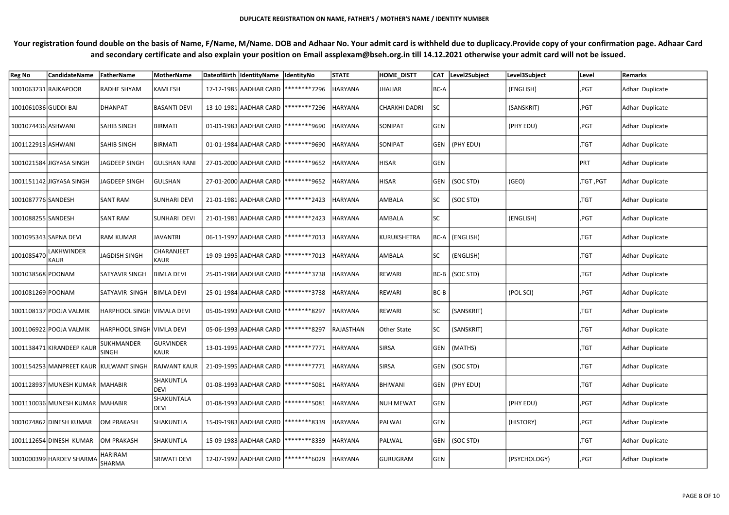**DUPLICATE REGISTRATION ON NAME, FATHER'S / MOTHER'S NAME / IDENTITY NUMBER**

**Your registration found double on the basis of Name, F/Name, M/Name. DOB and Adhaar No. Your admit card is withheld due to duplicacy.Provide copy of your confirmation page. Adhaar Card and secondary certificate and also explain your position on Email assplexam@bseh.org.in till 14.12.2021 otherwise your admit card will not be issued.**

| Reg No | CandidateName | FatherName | MotherName | DateofBirth | IdentityName | IdentityNo | STATE | HOME_DISTT | CAT | Level2Subject | Level3Subject | Level | Remarks |
|---|---|---|---|---|---|---|---|---|---|---|---|---|---|
| 1001063231 | RAJKAPOOR | RADHE SHYAM | KAMLESH | 17-12-1985 | AADHAR CARD | ********7296 | HARYANA | JHAJJAR | BC-A | | (ENGLISH) | ,PGT | Adhar Duplicate |
| 1001061036 | GUDDI BAI | DHANPAT | BASANTI DEVI | 13-10-1981 | AADHAR CARD | ********7296 | HARYANA | CHARKHI DADRI | SC | | (SANSKRIT) | ,PGT | Adhar Duplicate |
| 1001074436 | ASHWANI | SAHIB SINGH | BIRMATI | 01-01-1983 | AADHAR CARD | ********9690 | HARYANA | SONIPAT | GEN | | (PHY EDU) | ,PGT | Adhar Duplicate |
| 1001122913 | ASHWANI | SAHIB SINGH | BIRMATI | 01-01-1984 | AADHAR CARD | ********9690 | HARYANA | SONIPAT | GEN | (PHY EDU) | | ,TGT | Adhar Duplicate |
| 1001021584 | JIGYASA SINGH | JAGDEEP SINGH | GULSHAN RANI | 27-01-2000 | AADHAR CARD | ********9652 | HARYANA | HISAR | GEN | | | PRT | Adhar Duplicate |
| 1001151142 | JIGYASA SINGH | JAGDEEP SINGH | GULSHAN | 27-01-2000 | AADHAR CARD | ********9652 | HARYANA | HISAR | GEN | (SOC STD) | (GEO) | ,TGT ,PGT | Adhar Duplicate |
| 1001087776 | SANDESH | SANT RAM | SUNHARI DEVI | 21-01-1981 | AADHAR CARD | ********2423 | HARYANA | AMBALA | SC | (SOC STD) | | ,TGT | Adhar Duplicate |
| 1001088255 | SANDESH | SANT RAM | SUNHARI DEVI | 21-01-1981 | AADHAR CARD | ********2423 | HARYANA | AMBALA | SC | | (ENGLISH) | ,PGT | Adhar Duplicate |
| 1001095343 | SAPNA DEVI | RAM KUMAR | JAVANTRI | 06-11-1997 | AADHAR CARD | ********7013 | HARYANA | KURUKSHETRA | BC-A | (ENGLISH) | | ,TGT | Adhar Duplicate |
| 1001085470 | LAKHWINDER KAUR | JAGDISH SINGH | CHARANJEET KAUR | 19-09-1995 | AADHAR CARD | ********7013 | HARYANA | AMBALA | SC | (ENGLISH) | | ,TGT | Adhar Duplicate |
| 1001038568 | POONAM | SATYAVIR SINGH | BIMLA DEVI | 25-01-1984 | AADHAR CARD | ********3738 | HARYANA | REWARI | BC-B | (SOC STD) | | ,TGT | Adhar Duplicate |
| 1001081269 | POONAM | SATYAVIR SINGH | BIMLA DEVI | 25-01-1984 | AADHAR CARD | ********3738 | HARYANA | REWARI | BC-B | | (POL SCI) | ,PGT | Adhar Duplicate |
| 1001108137 | POOJA VALMIK | HARPHOOL SINGH | VIMALA DEVI | 05-06-1993 | AADHAR CARD | ********8297 | HARYANA | REWARI | SC | (SANSKRIT) | | ,TGT | Adhar Duplicate |
| 1001106922 | POOJA VALMIK | HARPHOOL SINGH | VIMLA DEVI | 05-06-1993 | AADHAR CARD | ********8297 | RAJASTHAN | Other State | SC | (SANSKRIT) | | ,TGT | Adhar Duplicate |
| 1001138471 | KIRANDEEP KAUR | SUKHMANDER SINGH | GURVINDER KAUR | 13-01-1995 | AADHAR CARD | ********7771 | HARYANA | SIRSA | GEN | (MATHS) | | ,TGT | Adhar Duplicate |
| 1001154253 | MANPREET KAUR | KULWANT SINGH | RAJWANT KAUR | 21-09-1995 | AADHAR CARD | ********7771 | HARYANA | SIRSA | GEN | (SOC STD) | | ,TGT | Adhar Duplicate |
| 1001128937 | MUNESH KUMAR | MAHABIR | SHAKUNTLA DEVI | 01-08-1993 | AADHAR CARD | ********5081 | HARYANA | BHIWANI | GEN | (PHY EDU) | | ,TGT | Adhar Duplicate |
| 1001110036 | MUNESH KUMAR | MAHABIR | SHAKUNTALA DEVI | 01-08-1993 | AADHAR CARD | ********5081 | HARYANA | NUH MEWAT | GEN | | (PHY EDU) | ,PGT | Adhar Duplicate |
| 1001074862 | DINESH KUMAR | OM PRAKASH | SHAKUNTLA | 15-09-1983 | AADHAR CARD | ********8339 | HARYANA | PALWAL | GEN | | (HISTORY) | ,PGT | Adhar Duplicate |
| 1001112654 | DINESH KUMAR | OM PRAKASH | SHAKUNTLA | 15-09-1983 | AADHAR CARD | ********8339 | HARYANA | PALWAL | GEN | (SOC STD) | | ,TGT | Adhar Duplicate |
| 1001000399 | HARDEV SHARMA | HARIRAM SHARMA | SRIWATI DEVI | 12-07-1992 | AADHAR CARD | ********6029 | HARYANA | GURUGRAM | GEN | | (PSYCHOLOGY) | ,PGT | Adhar Duplicate |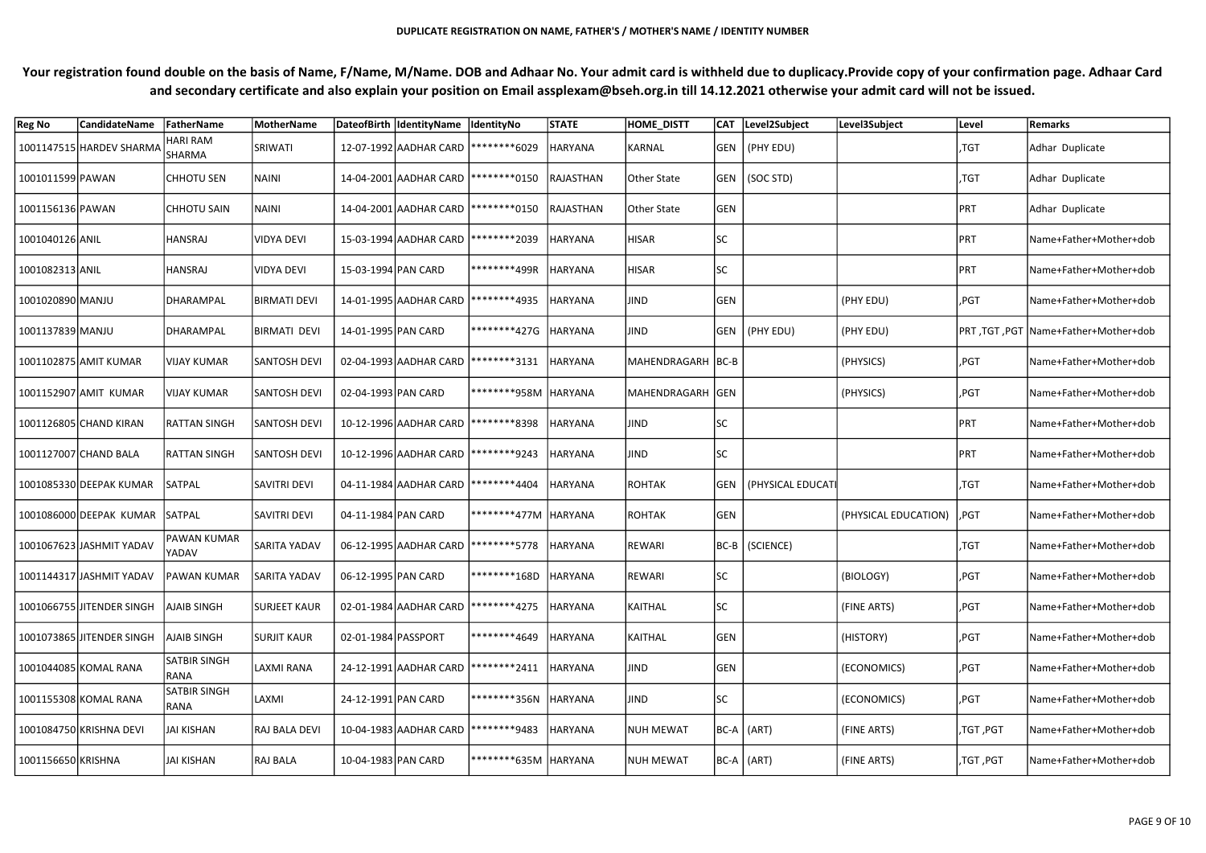DUPLICATE REGISTRATION ON NAME, FATHER'S / MOTHER'S NAME / IDENTITY NUMBER

**Your registration found double on the basis of Name, F/Name, M/Name. DOB and Adhaar No. Your admit card is withheld due to duplicacy.Provide copy of your confirmation page. Adhaar Card and secondary certificate and also explain your position on Email assplexam@bseh.org.in till 14.12.2021 otherwise your admit card will not be issued.**

| Reg No | CandidateName | FatherName | MotherName | DateofBirth | IdentityName | IdentityNo | STATE | HOME_DISTT | CAT | Level2Subject | Level3Subject | Level | Remarks |
|---|---|---|---|---|---|---|---|---|---|---|---|---|---|
| 1001147515 | HARDEV SHARMA | HARI RAM SHARMA | SRIWATI | 12-07-1992 | AADHAR CARD | ********6029 | HARYANA | KARNAL | GEN | (PHY EDU) | | ,TGT | Adhar Duplicate |
| 1001011599 | PAWAN | CHHOTU SEN | NAINI | 14-04-2001 | AADHAR CARD | ********0150 | RAJASTHAN | Other State | GEN | (SOC STD) | | ,TGT | Adhar Duplicate |
| 1001156136 | PAWAN | CHHOTU SAIN | NAINI | 14-04-2001 | AADHAR CARD | ********0150 | RAJASTHAN | Other State | GEN | | | PRT | Adhar Duplicate |
| 1001040126 | ANIL | HANSRAJ | VIDYA DEVI | 15-03-1994 | AADHAR CARD | ********2039 | HARYANA | HISAR | SC | | | PRT | Name+Father+Mother+dob |
| 1001082313 | ANIL | HANSRAJ | VIDYA DEVI | 15-03-1994 | PAN CARD | ********499R | HARYANA | HISAR | SC | | | PRT | Name+Father+Mother+dob |
| 1001020890 | MANJU | DHARAMPAL | BIRMATI DEVI | 14-01-1995 | AADHAR CARD | ********4935 | HARYANA | JIND | GEN | | (PHY EDU) | ,PGT | Name+Father+Mother+dob |
| 1001137839 | MANJU | DHARAMPAL | BIRMATI DEVI | 14-01-1995 | PAN CARD | ********427G | HARYANA | JIND | GEN | (PHY EDU) | (PHY EDU) | PRT ,TGT ,PGT | Name+Father+Mother+dob |
| 1001102875 | AMIT KUMAR | VIJAY KUMAR | SANTOSH DEVI | 02-04-1993 | AADHAR CARD | ********3131 | HARYANA | MAHENDRAGARH | BC-B | | (PHYSICS) | ,PGT | Name+Father+Mother+dob |
| 1001152907 | AMIT KUMAR | VIJAY KUMAR | SANTOSH DEVI | 02-04-1993 | PAN CARD | ********958M | HARYANA | MAHENDRAGARH | GEN | | (PHYSICS) | ,PGT | Name+Father+Mother+dob |
| 1001126805 | CHAND KIRAN | RATTAN SINGH | SANTOSH DEVI | 10-12-1996 | AADHAR CARD | ********8398 | HARYANA | JIND | SC | | | PRT | Name+Father+Mother+dob |
| 1001127007 | CHAND BALA | RATTAN SINGH | SANTOSH DEVI | 10-12-1996 | AADHAR CARD | ********9243 | HARYANA | JIND | SC | | | PRT | Name+Father+Mother+dob |
| 1001085330 | DEEPAK KUMAR | SATPAL | SAVITRI DEVI | 04-11-1984 | AADHAR CARD | ********4404 | HARYANA | ROHTAK | GEN | (PHYSICAL EDUCATI | | ,TGT | Name+Father+Mother+dob |
| 1001086000 | DEEPAK KUMAR | SATPAL | SAVITRI DEVI | 04-11-1984 | PAN CARD | ********477M | HARYANA | ROHTAK | GEN | | (PHYSICAL EDUCATION) | ,PGT | Name+Father+Mother+dob |
| 1001067623 | JASHMIT YADAV | PAWAN KUMAR YADAV | SARITA YADAV | 06-12-1995 | AADHAR CARD | ********5778 | HARYANA | REWARI | BC-B | (SCIENCE) | | ,TGT | Name+Father+Mother+dob |
| 1001144317 | JASHMIT YADAV | PAWAN KUMAR | SARITA YADAV | 06-12-1995 | PAN CARD | ********168D | HARYANA | REWARI | SC | | (BIOLOGY) | ,PGT | Name+Father+Mother+dob |
| 1001066755 | JITENDER SINGH | AJAIB SINGH | SURJEET KAUR | 02-01-1984 | AADHAR CARD | ********4275 | HARYANA | KAITHAL | SC | | (FINE ARTS) | ,PGT | Name+Father+Mother+dob |
| 1001073865 | JITENDER SINGH | AJAIB SINGH | SURJIT KAUR | 02-01-1984 | PASSPORT | ********4649 | HARYANA | KAITHAL | GEN | | (HISTORY) | ,PGT | Name+Father+Mother+dob |
| 1001044085 | KOMAL RANA | SATBIR SINGH RANA | LAXMI RANA | 24-12-1991 | AADHAR CARD | ********2411 | HARYANA | JIND | GEN | | (ECONOMICS) | ,PGT | Name+Father+Mother+dob |
| 1001155308 | KOMAL RANA | SATBIR SINGH RANA | LAXMI | 24-12-1991 | PAN CARD | ********356N | HARYANA | JIND | SC | | (ECONOMICS) | ,PGT | Name+Father+Mother+dob |
| 1001084750 | KRISHNA DEVI | JAI KISHAN | RAJ BALA DEVI | 10-04-1983 | AADHAR CARD | ********9483 | HARYANA | NUH MEWAT | BC-A | (ART) | (FINE ARTS) | ,TGT ,PGT | Name+Father+Mother+dob |
| 1001156650 | KRISHNA | JAI KISHAN | RAJ BALA | 10-04-1983 | PAN CARD | ********635M | HARYANA | NUH MEWAT | BC-A | (ART) | (FINE ARTS) | ,TGT ,PGT | Name+Father+Mother+dob |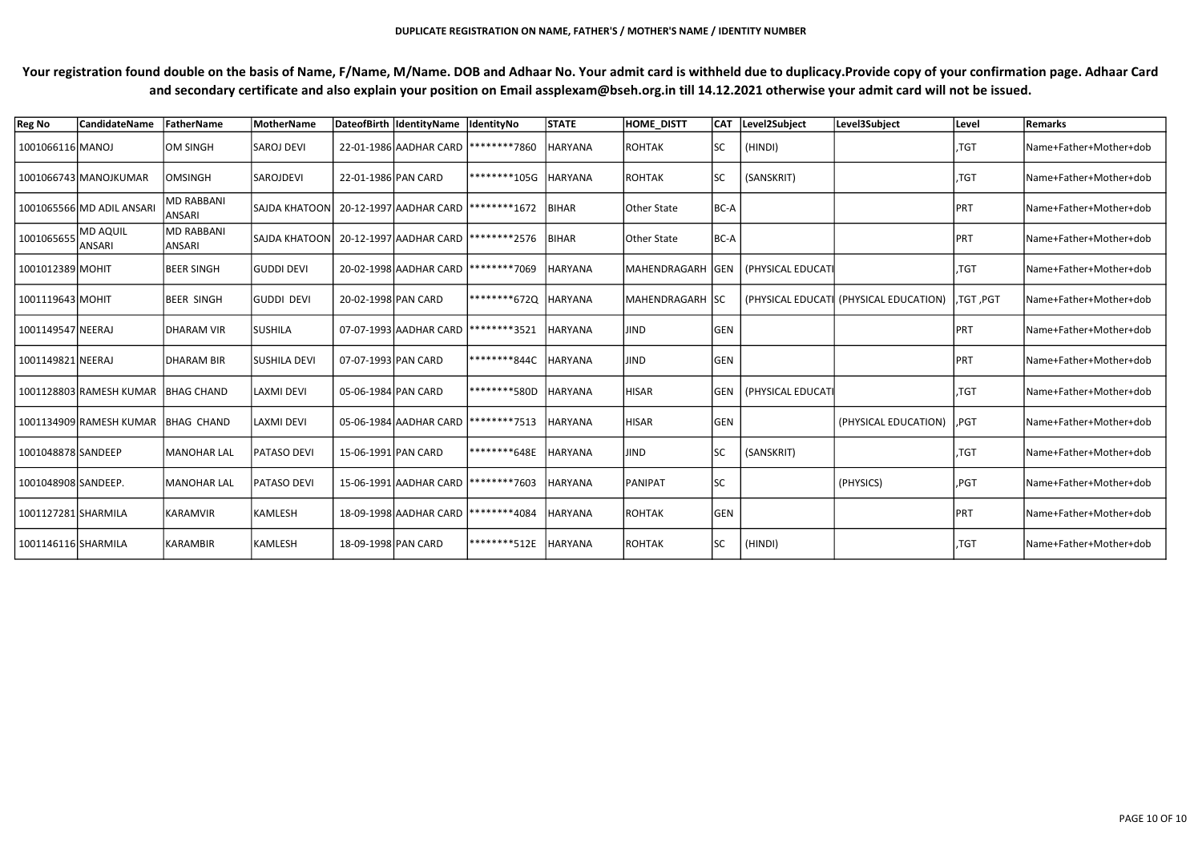**DUPLICATE REGISTRATION ON NAME, FATHER'S / MOTHER'S NAME / IDENTITY NUMBER**

**Your registration found double on the basis of Name, F/Name, M/Name. DOB and Adhaar No. Your admit card is withheld due to duplicacy.Provide copy of your confirmation page. Adhaar Card and secondary certificate and also explain your position on Email assplexam@bseh.org.in till 14.12.2021 otherwise your admit card will not be issued.**

| Reg No | CandidateName | FatherName | MotherName | DateofBirth | IdentityName | IdentityNo | STATE | HOME_DISTT | CAT | Level2Subject | Level3Subject | Level | Remarks |
|---|---|---|---|---|---|---|---|---|---|---|---|---|---|
| 1001066116 | MANOJ | OM SINGH | SAROJ DEVI | 22-01-1986 | AADHAR CARD | ********7860 | HARYANA | ROHTAK | SC | (HINDI) | | ,TGT | Name+Father+Mother+dob |
| 1001066743 | MANOJKUMAR | OMSINGH | SAROJDEVI | 22-01-1986 | PAN CARD | ********105G | HARYANA | ROHTAK | SC | (SANSKRIT) | | ,TGT | Name+Father+Mother+dob |
| 1001065566 | MD ADIL ANSARI | MD RABBANI ANSARI | SAJDA KHATOON | 20-12-1997 | AADHAR CARD | ********1672 | BIHAR | Other State | BC-A | | | PRT | Name+Father+Mother+dob |
| 1001065655 | MD AQUIL ANSARI | MD RABBANI ANSARI | SAJDA KHATOON | 20-12-1997 | AADHAR CARD | ********2576 | BIHAR | Other State | BC-A | | | PRT | Name+Father+Mother+dob |
| 1001012389 | MOHIT | BEER SINGH | GUDDI DEVI | 20-02-1998 | AADHAR CARD | ********7069 | HARYANA | MAHENDRAGARH | GEN | (PHYSICAL EDUCATI | | ,TGT | Name+Father+Mother+dob |
| 1001119643 | MOHIT | BEER SINGH | GUDDI DEVI | 20-02-1998 | PAN CARD | ********672Q | HARYANA | MAHENDRAGARH | SC | (PHYSICAL EDUCATI | (PHYSICAL EDUCATION) | ,TGT ,PGT | Name+Father+Mother+dob |
| 1001149547 | NEERAJ | DHARAM VIR | SUSHILA | 07-07-1993 | AADHAR CARD | ********3521 | HARYANA | JIND | GEN | | | PRT | Name+Father+Mother+dob |
| 1001149821 | NEERAJ | DHARAM BIR | SUSHILA DEVI | 07-07-1993 | PAN CARD | ********844C | HARYANA | JIND | GEN | | | PRT | Name+Father+Mother+dob |
| 1001128803 | RAMESH KUMAR | BHAG CHAND | LAXMI DEVI | 05-06-1984 | PAN CARD | ********580D | HARYANA | HISAR | GEN | (PHYSICAL EDUCATI | | ,TGT | Name+Father+Mother+dob |
| 1001134909 | RAMESH KUMAR | BHAG CHAND | LAXMI DEVI | 05-06-1984 | AADHAR CARD | ********7513 | HARYANA | HISAR | GEN | | (PHYSICAL EDUCATION) | ,PGT | Name+Father+Mother+dob |
| 1001048878 | SANDEEP | MANOHAR LAL | PATASO DEVI | 15-06-1991 | PAN CARD | ********648E | HARYANA | JIND | SC | (SANSKRIT) | | ,TGT | Name+Father+Mother+dob |
| 1001048908 | SANDEEP. | MANOHAR LAL | PATASO DEVI | 15-06-1991 | AADHAR CARD | ********7603 | HARYANA | PANIPAT | SC | | (PHYSICS) | ,PGT | Name+Father+Mother+dob |
| 1001127281 | SHARMILA | KARAMVIR | KAMLESH | 18-09-1998 | AADHAR CARD | ********4084 | HARYANA | ROHTAK | GEN | | | PRT | Name+Father+Mother+dob |
| 1001146116 | SHARMILA | KARAMBIR | KAMLESH | 18-09-1998 | PAN CARD | ********512E | HARYANA | ROHTAK | SC | (HINDI) | | ,TGT | Name+Father+Mother+dob |